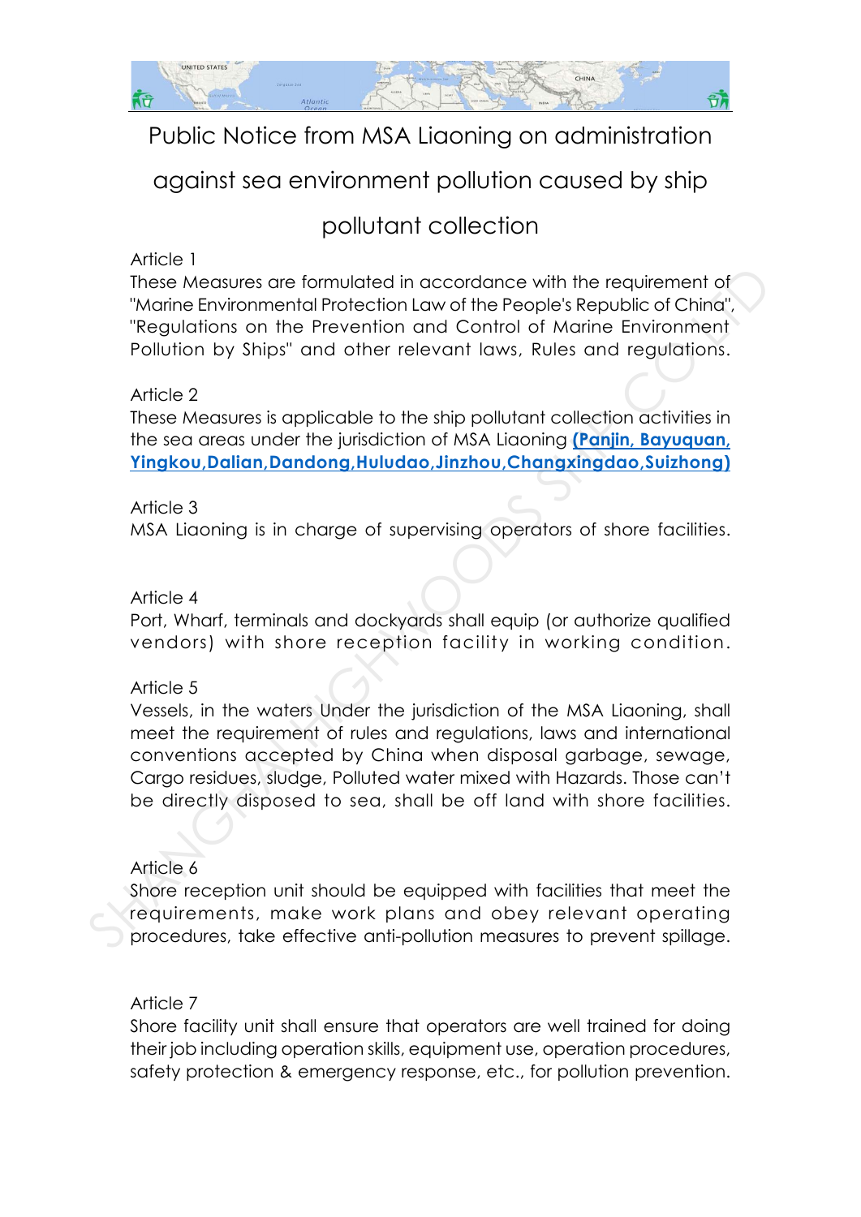# Public Notice from MSA Liaoning on administration against sea environment pollution caused by ship pollutant collection

Article 1

These Measures are formulated in accordance with the requirement of "Marine Environmental Protection Law of the People's Republic of China", "Regulations on the Prevention and Control of Marine Environment Pollution by Ships" and other relevant laws, Rules and regulations.

Article 2

These Measures is applicable to the ship pollutant collection activities in the sea areas under the jurisdiction of MSA Liaoning **(Panjin, Bayuquan, Yingkou,Dalian,Dandong,Huludao,Jinzhou,Changxingdao,Suizhong)**

Article 3

MSA Liaoning is in charge of supervising operators of shore facilities.

Article 4

Port, Wharf, terminals and dockyards shall equip (or authorize qualified vendors) with shore reception facility in working condition.

Article 5

Vessels, in the waters Under the jurisdiction of the MSA Liaoning, shall meet the requirement of rules and regulations, laws and international conventions accepted by China when disposal garbage, sewage, Cargo residues, sludge, Polluted water mixed with Hazards. Those can't be directly disposed to sea, shall be off land with shore facilities.

Article 6

Shore reception unit should be equipped with facilities that meet the requirements, make work plans and obey relevant operating procedures, take effective anti-pollution measures to prevent spillage.

Article 7

Shore facility unit shall ensure that operators are well trained for doing their job including operation skills, equipment use, operation procedures, safety protection & emergency response, etc., for pollution prevention.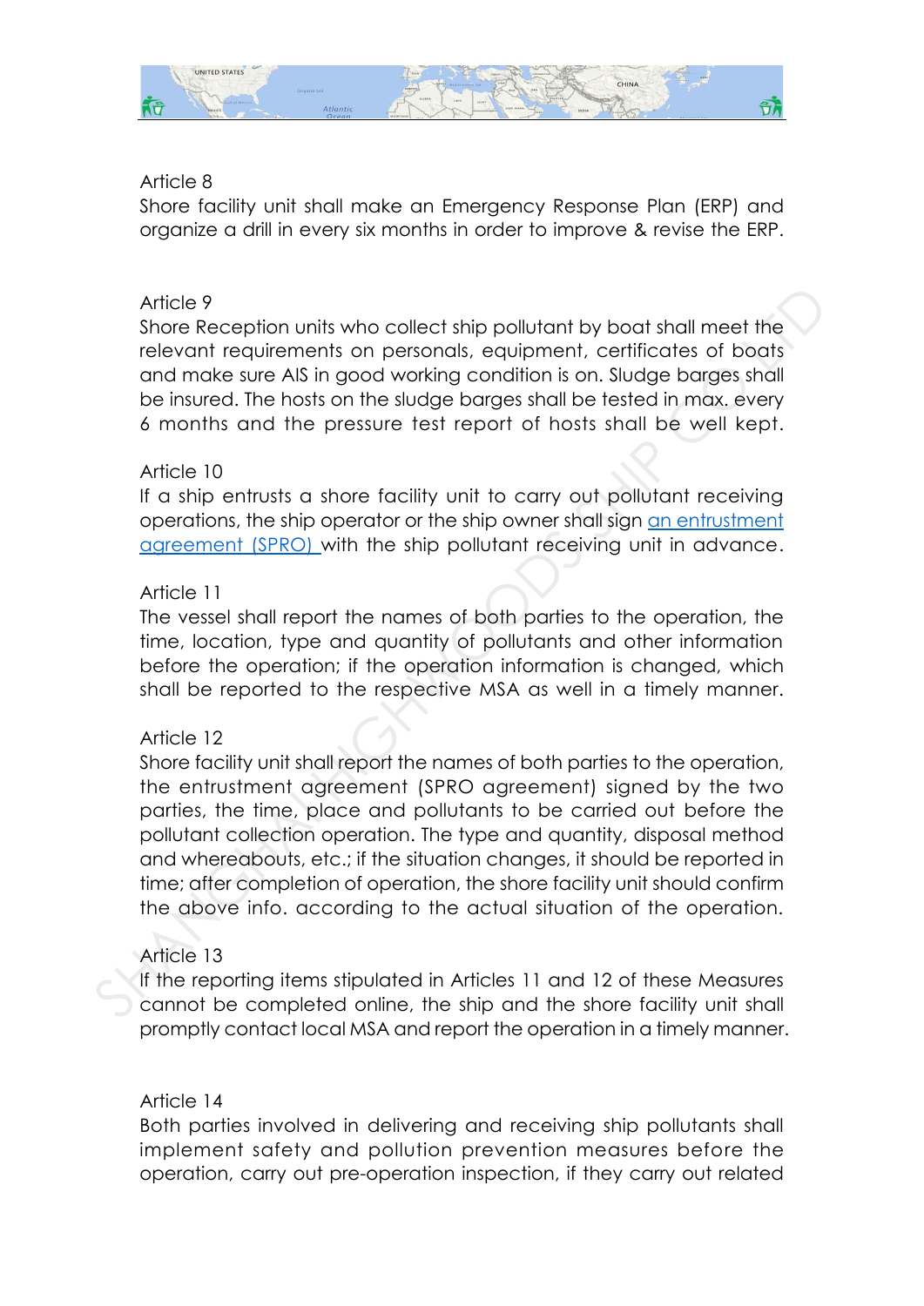Article 8

Shore facility unit shall make an Emergency Response Plan (ERP) and organize a drill in every six months in order to improve & revise the ERP.

Article 9

Shore Reception units who collect ship pollutant by boat shall meet the relevant requirements on personals, equipment, certificates of boats and make sure AIS in good working condition is on. Sludge barges shall be insured. The hosts on the sludge barges shall be tested in max. every 6 months and the pressure test report of hosts shall be well kept.

Article 10

If a ship entrusts a shore facility unit to carry out pollutant receiving operations, the ship operator or the ship owner shall sign an entrustment agreement (SPRO) with the ship pollutant receiving unit in advance.

Article 11

The vessel shall report the names of both parties to the operation, the time, location, type and quantity of pollutants and other information before the operation; if the operation information is changed, which shall be reported to the respective MSA as well in a timely manner.

Article 12

Shore facility unit shall report the names of both parties to the operation, the entrustment agreement (SPRO agreement) signed by the two parties, the time, place and pollutants to be carried out before the pollutant collection operation. The type and quantity, disposal method and whereabouts, etc.; if the situation changes, it should be reported in time; after completion of operation, the shore facility unit should confirm the above info. according to the actual situation of the operation.

Article 13

If the reporting items stipulated in Articles 11 and 12 of these Measures cannot be completed online, the ship and the shore facility unit shall promptly contact local MSA and report the operation in a timely manner.

Article 14

Both parties involved in delivering and receiving ship pollutants shall implement safety and pollution prevention measures before the operation, carry out pre-operation inspection, if they carry out related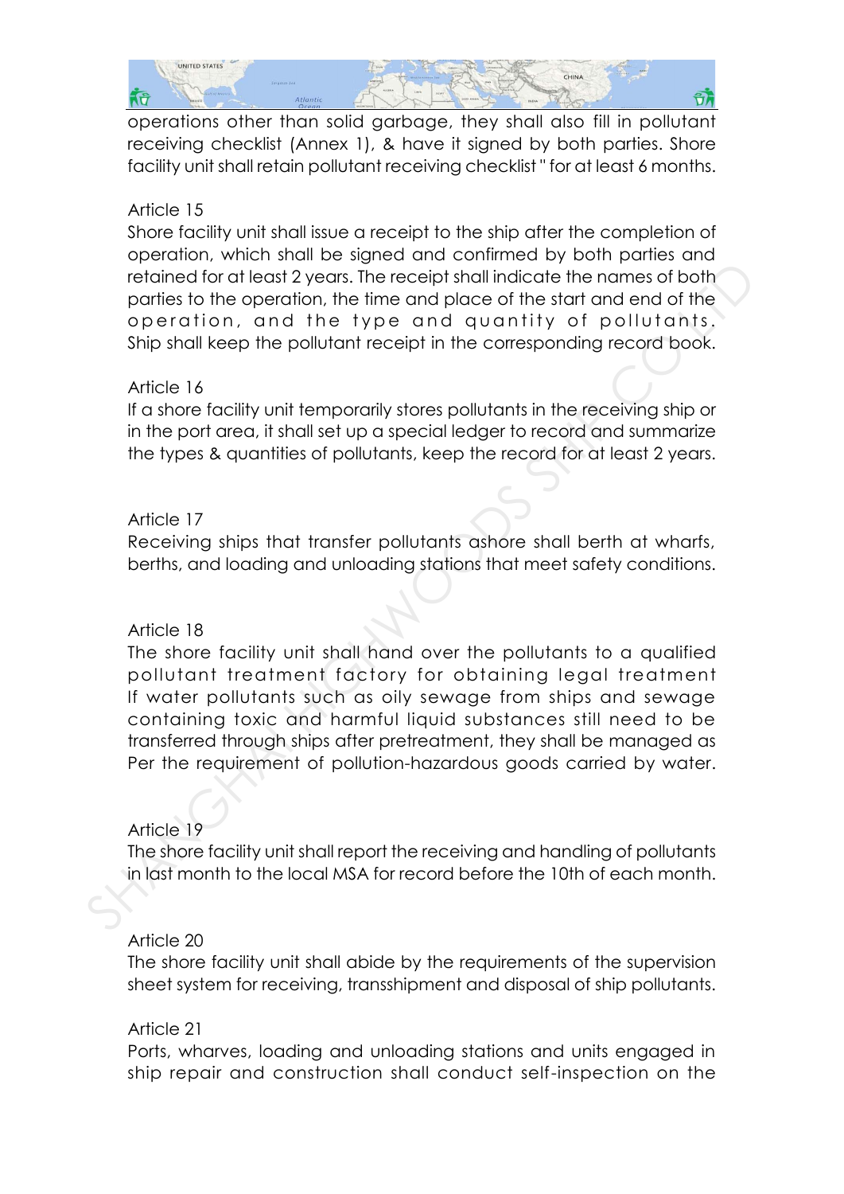operations other than solid garbage, they shall also fill in pollutant receiving checklist (Annex 1), & have it signed by both parties. Shore facility unit shall retain pollutant receiving checklist " for at least 6 months.

Article 15

Shore facility unit shall issue a receipt to the ship after the completion of operation, which shall be signed and confirmed by both parties and retained for at least 2 years. The receipt shall indicate the names of both parties to the operation, the time and place of the start and end of the operation, and the type and quantity of pollutants. Ship shall keep the pollutant receipt in the corresponding record book.

Article 16

If a shore facility unit temporarily stores pollutants in the receiving ship or in the port area, it shall set up a special ledger to record and summarize the types & quantities of pollutants, keep the record for at least 2 years.

Article 17

Receiving ships that transfer pollutants ashore shall berth at wharfs, berths, and loading and unloading stations that meet safety conditions.

Article 18

The shore facility unit shall hand over the pollutants to a qualified pollutant treatment factory for obtaining legal treatment If water pollutants such as oily sewage from ships and sewage containing toxic and harmful liquid substances still need to be transferred through ships after pretreatment, they shall be managed as Per the requirement of pollution-hazardous goods carried by water.

Article 19

The shore facility unit shall report the receiving and handling of pollutants in last month to the local MSA for record before the 10th of each month.

Article 20

The shore facility unit shall abide by the requirements of the supervision sheet system for receiving, transshipment and disposal of ship pollutants.

Article 21

Ports, wharves, loading and unloading stations and units engaged in ship repair and construction shall conduct self-inspection on the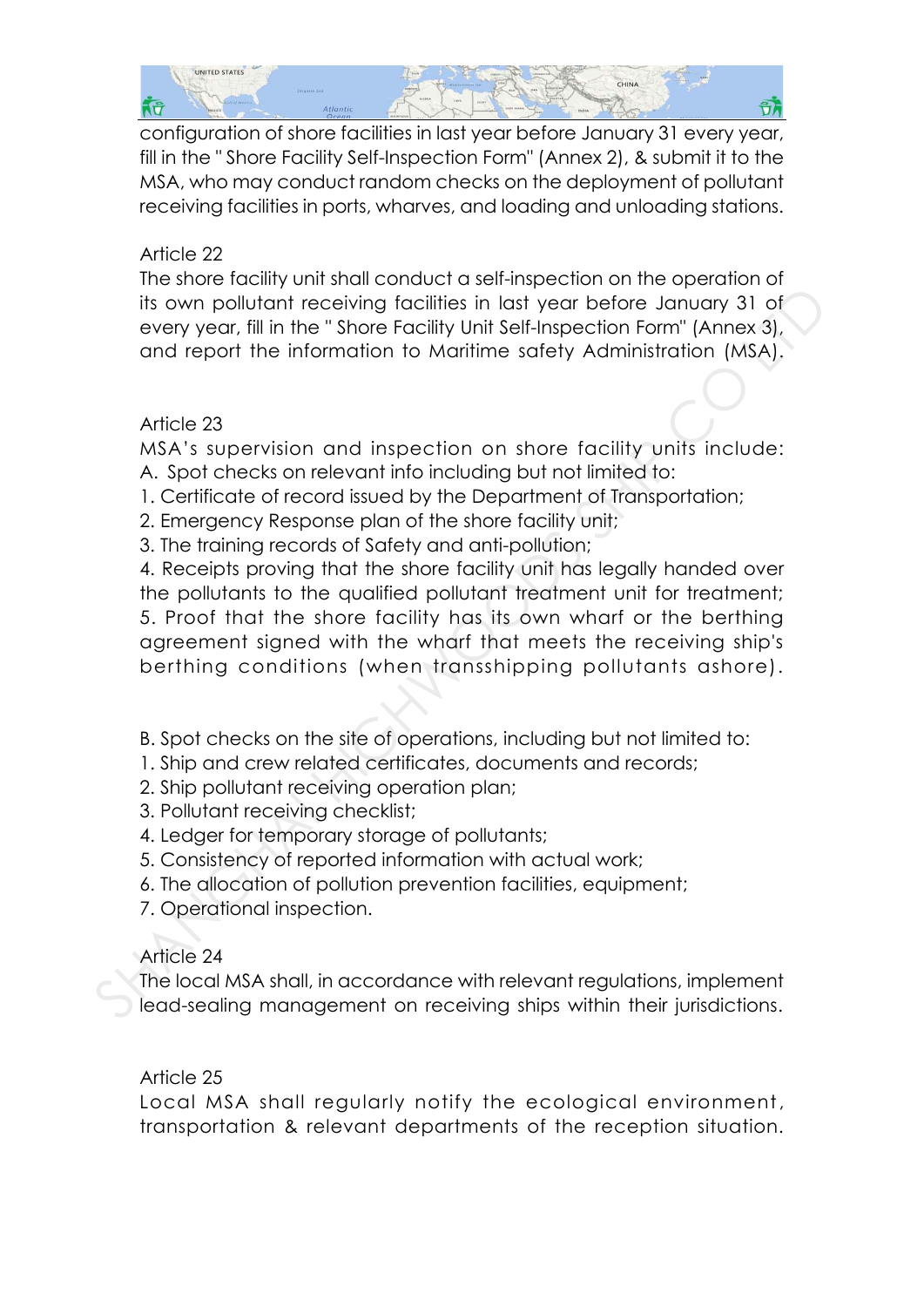configuration of shore facilities in last year before January 31 every year, fill in the " Shore Facility Self-Inspection Form" (Annex 2), & submit it to the MSA, who may conduct random checks on the deployment of pollutant receiving facilities in ports, wharves, and loading and unloading stations.

Article 22

The shore facility unit shall conduct a self-inspection on the operation of its own pollutant receiving facilities in last year before January 31 of every year, fill in the " Shore Facility Unit Self-Inspection Form" (Annex 3), and report the information to Maritime safety Administration (MSA).

Article 23

MSA's supervision and inspection on shore facility units include:

A. Spot checks on relevant info including but not limited to:

1. Certificate of record issued by the Department of Transportation;
2. Emergency Response plan of the shore facility unit;
3. The training records of Safety and anti-pollution;
4. Receipts proving that the shore facility unit has legally handed over the pollutants to the qualified pollutant treatment unit for treatment;
5. Proof that the shore facility has its own wharf or the berthing agreement signed with the wharf that meets the receiving ship's berthing conditions (when transshipping pollutants ashore).

B. Spot checks on the site of operations, including but not limited to:

1. Ship and crew related certificates, documents and records;
2. Ship pollutant receiving operation plan;
3. Pollutant receiving checklist;
4. Ledger for temporary storage of pollutants;
5. Consistency of reported information with actual work;
6. The allocation of pollution prevention facilities, equipment;
7. Operational inspection.

Article 24

The local MSA shall, in accordance with relevant regulations, implement lead-sealing management on receiving ships within their jurisdictions.

Article 25

Local MSA shall regularly notify the ecological environment, transportation & relevant departments of the reception situation.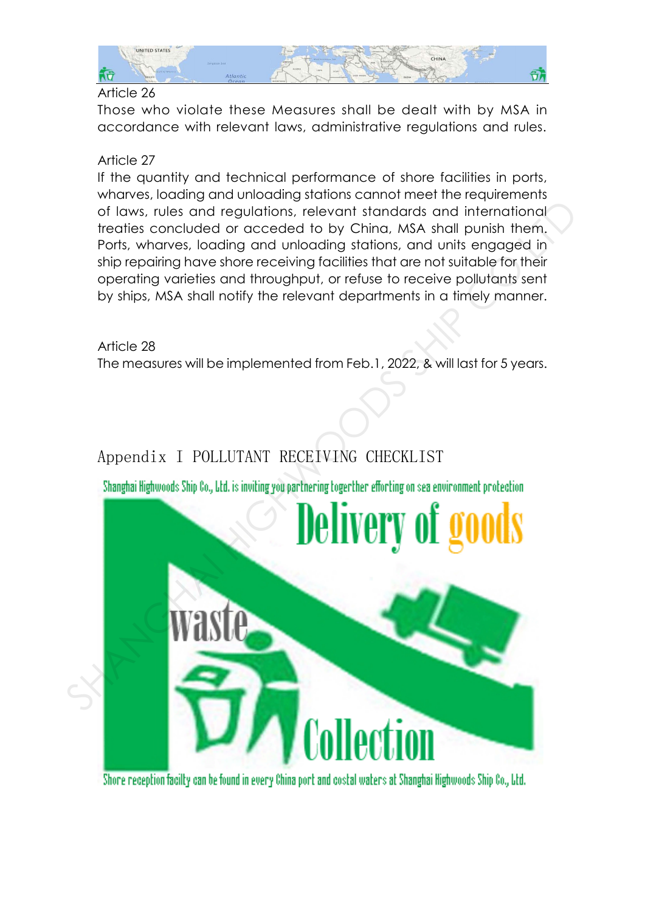Article 26

Those who violate these Measures shall be dealt with by MSA in accordance with relevant laws, administrative regulations and rules.

Article 27

If the quantity and technical performance of shore facilities in ports, wharves, loading and unloading stations cannot meet the requirements of laws, rules and regulations, relevant standards and international treaties concluded or acceded to by China, MSA shall punish them. Ports, wharves, loading and unloading stations, and units engaged in ship repairing have shore receiving facilities that are not suitable for their operating varieties and throughput, or refuse to receive pollutants sent by ships, MSA shall notify the relevant departments in a timely manner.

Article 28

The measures will be implemented from Feb.1, 2022, & will last for 5 years.

## Appendix I POLLUTANT RECEIVING CHECKLIST

Shanghai Highwoods Ship Co., Ltd. is inviting you partnering togerther efforting on sea environment protection

Delivery of goods

waste

Collection

Shore reception facilty can be found in every China port and costal waters at Shanghai Highwoods Ship Co., Ltd.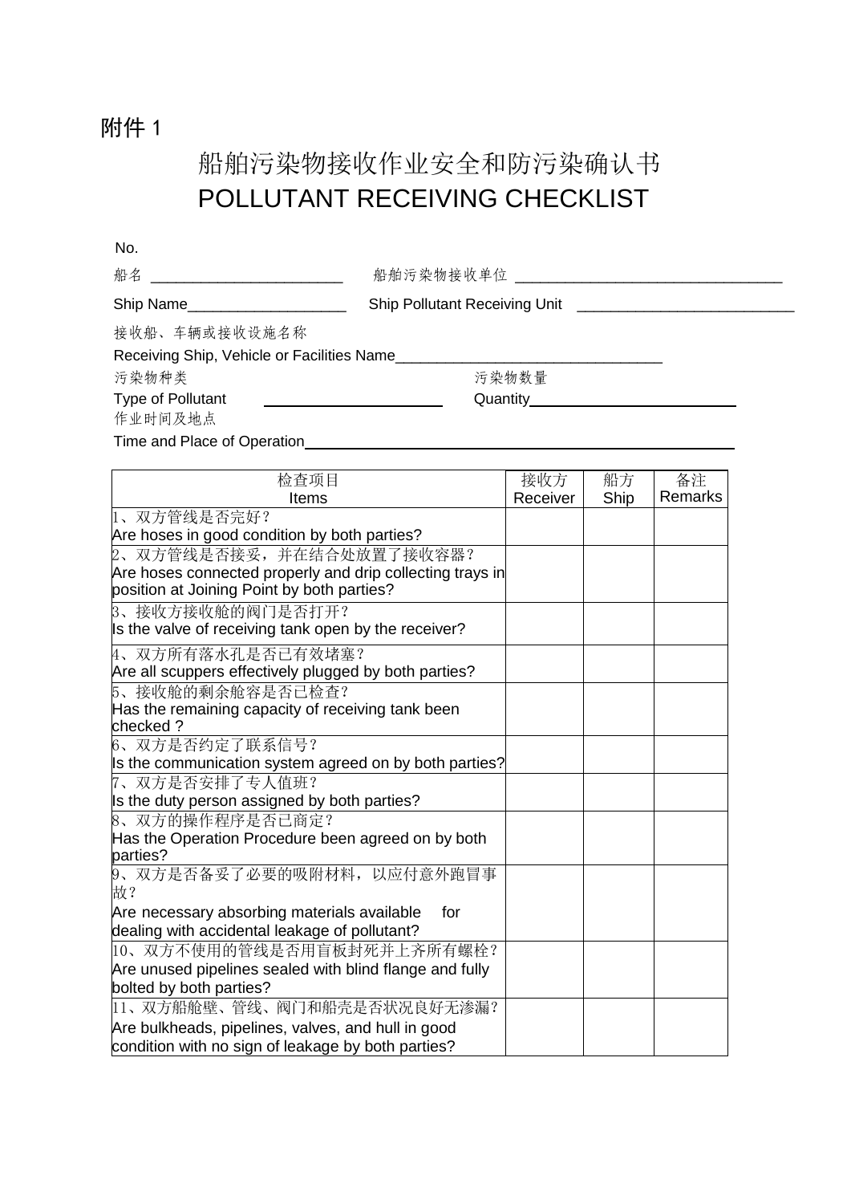附件 1

# 船舶污染物接收作业安全和防污染确认书
# POLLUTANT RECEIVING CHECKLIST

No.

船名 ______________________ 船舶污染物接收单位 ______________________________

Ship Name__________________ Ship Pollutant Receiving Unit ________________________

接收船、车辆或接收设施名称

Receiving Ship, Vehicle or Facilities Name______________________________

污染物种类 污染物数量

Type of Pollutant ____________________ Quantity______________________

作业时间及地点

Time and Place of Operation______________________________________________

| 检查项目<br>Items | 接收方<br>Receiver | 船方<br>Ship | 备注<br>Remarks |
|---|---|---|---|
| 1、双方管线是否完好？<br>Are hoses in good condition by both parties? | | | |
| 2、双方管线是否接妥，并在结合处放置了接收容器？<br>Are hoses connected properly and drip collecting trays in position at Joining Point by both parties? | | | |
| 3、接收方接收舱的阀门是否打开？<br>Is the valve of receiving tank open by the receiver? | | | |
| 4、双方所有落水孔是否已有效堵塞？<br>Are all scuppers effectively plugged by both parties? | | | |
| 5、接收舱的剩余舱容是否已检查？<br>Has the remaining capacity of receiving tank been checked ? | | | |
| 6、双方是否约定了联系信号？<br>Is the communication system agreed on by both parties? | | | |
| 7、双方是否安排了专人值班？<br>Is the duty person assigned by both parties? | | | |
| 8、双方的操作程序是否已商定？<br>Has the Operation Procedure been agreed on by both parties? | | | |
| 9、双方是否备妥了必要的吸附材料，以应付意外跑冒事故？<br>Are necessary absorbing materials available for dealing with accidental leakage of pollutant? | | | |
| 10、双方不使用的管线是否用盲板封死并上齐所有螺栓？<br>Are unused pipelines sealed with blind flange and fully bolted by both parties? | | | |
| 11、双方船舱壁、管线、阀门和船壳是否状况良好无渗漏？<br>Are bulkheads, pipelines, valves, and hull in good condition with no sign of leakage by both parties? | | | |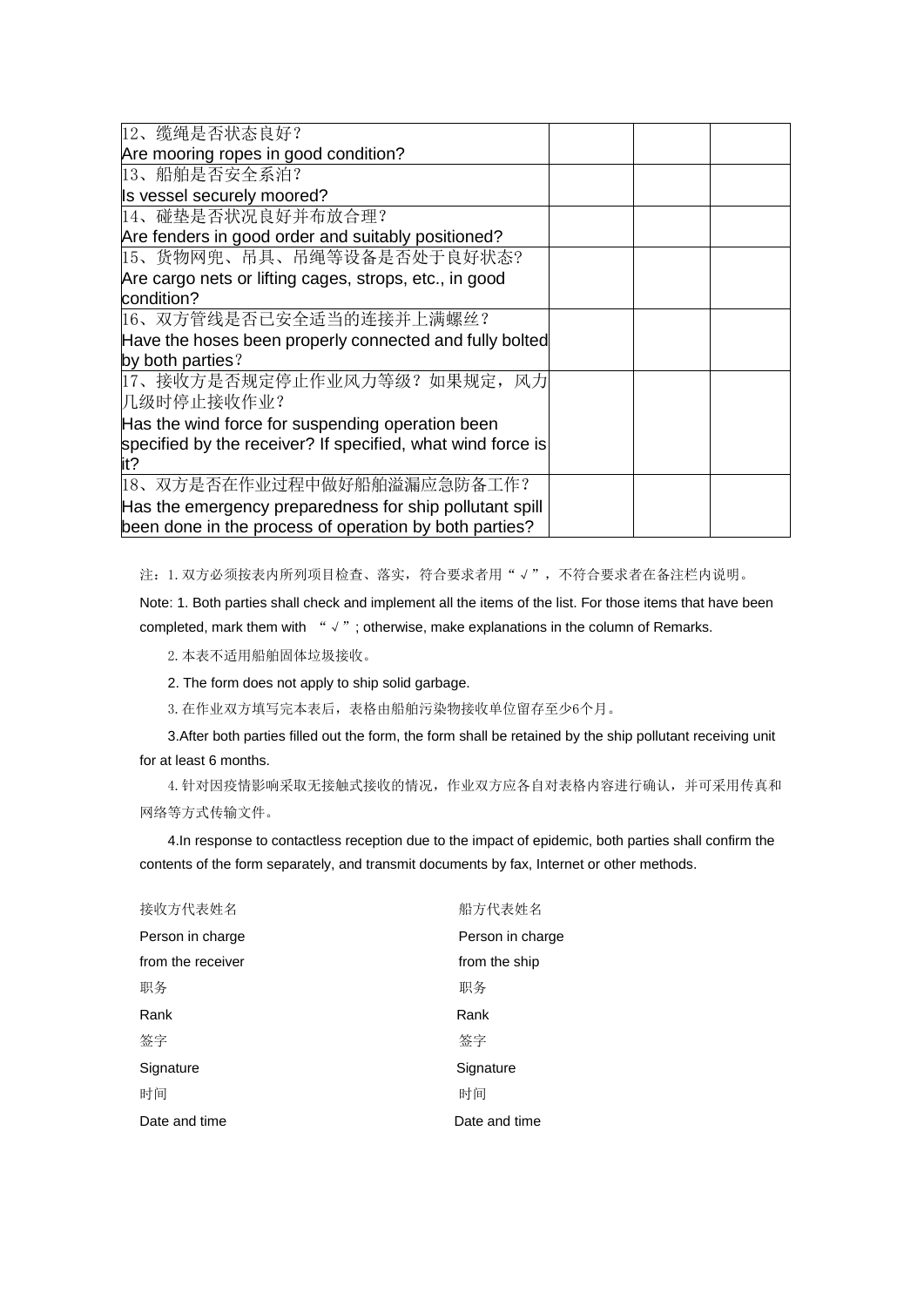| | | | |
|---|---|---|---|
| 12、缆绳是否状态良好？<br>Are mooring ropes in good condition? | | | |
| 13、船舶是否安全系泊？<br>Is vessel securely moored? | | | |
| 14、碰垫是否状况良好并布放合理？<br>Are fenders in good order and suitably positioned? | | | |
| 15、货物网兜、吊具、吊绳等设备是否处于良好状态?<br>Are cargo nets or lifting cages, strops, etc., in good condition? | | | |
| 16、双方管线是否已安全适当的连接并上满螺丝？<br>Have the hoses been properly connected and fully bolted by both parties？ | | | |
| 17、接收方是否规定停止作业风力等级？如果规定，风力几级时停止接收作业？<br>Has the wind force for suspending operation been specified by the receiver? If specified, what wind force is it? | | | |
| 18、双方是否在作业过程中做好船舶溢漏应急防备工作？<br>Has the emergency preparedness for ship pollutant spill been done in the process of operation by both parties? | | | |

注：1.双方必须按表内所列项目检查、落实，符合要求者用“√”，不符合要求者在备注栏内说明。

Note: 1. Both parties shall check and implement all the items of the list. For those items that have been completed, mark them with “√”; otherwise, make explanations in the column of Remarks.

2.本表不适用船舶固体垃圾接收。

2. The form does not apply to ship solid garbage.

3.在作业双方填写完本表后，表格由船舶污染物接收单位留存至少6个月。

3.After both parties filled out the form, the form shall be retained by the ship pollutant receiving unit for at least 6 months.

4.针对因疫情影响采取无接触式接收的情况，作业双方应各自对表格内容进行确认，并可采用传真和网络等方式传输文件。

4.In response to contactless reception due to the impact of epidemic, both parties shall confirm the contents of the form separately, and transmit documents by fax, Internet or other methods.

接收方代表姓名
Person in charge
from the receiver
职务
Rank
签字
Signature
时间
Date and time

船方代表姓名
Person in charge
from the ship
职务
Rank
签字
Signature
时间
Date and time